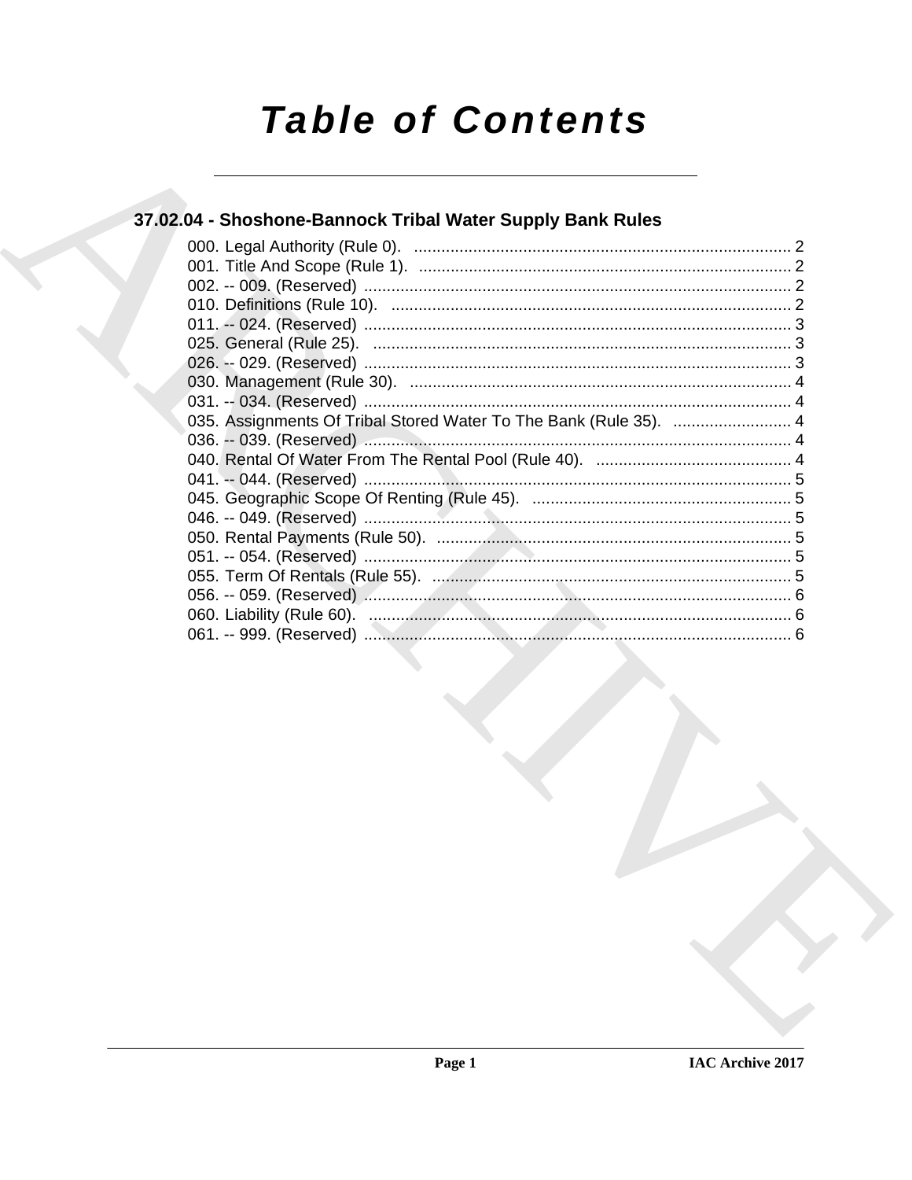# Table of Contents

## 37.02.04 - Shoshone-Bannock Tribal Water Supply Bank Rules

000. Legal Authority (Rule 0). ... 2
001. Title And Scope (Rule 1). ... 2
002. -- 009. (Reserved) ... 2
010. Definitions (Rule 10). ... 2
011. -- 024. (Reserved) ... 3
025. General (Rule 25). ... 3
026. -- 029. (Reserved) ... 3
030. Management (Rule 30). ... 4
031. -- 034. (Reserved) ... 4
035. Assignments Of Tribal Stored Water To The Bank (Rule 35). ... 4
036. -- 039. (Reserved) ... 4
040. Rental Of Water From The Rental Pool (Rule 40). ... 4
041. -- 044. (Reserved) ... 5
045. Geographic Scope Of Renting (Rule 45). ... 5
046. -- 049. (Reserved) ... 5
050. Rental Payments (Rule 50). ... 5
051. -- 054. (Reserved) ... 5
055. Term Of Rentals (Rule 55). ... 5
056. -- 059. (Reserved) ... 6
060. Liability (Rule 60). ... 6
061. -- 999. (Reserved) ... 6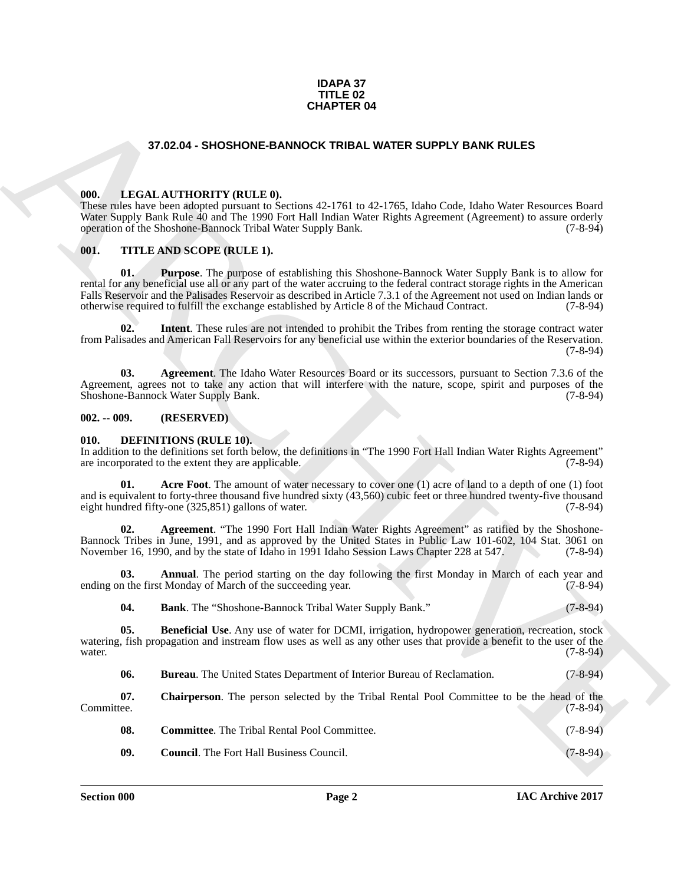**IDAPA 37**
**TITLE 02**
**CHAPTER 04**

# 37.02.04 - SHOSHONE-BANNOCK TRIBAL WATER SUPPLY BANK RULES

## 000. LEGAL AUTHORITY (RULE 0).

These rules have been adopted pursuant to Sections 42-1761 to 42-1765, Idaho Code, Idaho Water Resources Board Water Supply Bank Rule 40 and The 1990 Fort Hall Indian Water Rights Agreement (Agreement) to assure orderly operation of the Shoshone-Bannock Tribal Water Supply Bank. (7-8-94)

## 001. TITLE AND SCOPE (RULE 1).

**01. Purpose**. The purpose of establishing this Shoshone-Bannock Water Supply Bank is to allow for rental for any beneficial use all or any part of the water accruing to the federal contract storage rights in the American Falls Reservoir and the Palisades Reservoir as described in Article 7.3.1 of the Agreement not used on Indian lands or otherwise required to fulfill the exchange established by Article 8 of the Michaud Contract. (7-8-94)

**02. Intent**. These rules are not intended to prohibit the Tribes from renting the storage contract water from Palisades and American Fall Reservoirs for any beneficial use within the exterior boundaries of the Reservation. (7-8-94)

**03. Agreement**. The Idaho Water Resources Board or its successors, pursuant to Section 7.3.6 of the Agreement, agrees not to take any action that will interfere with the nature, scope, spirit and purposes of the Shoshone-Bannock Water Supply Bank. (7-8-94)

## 002. -- 009. (RESERVED)

## 010. DEFINITIONS (RULE 10).

In addition to the definitions set forth below, the definitions in "The 1990 Fort Hall Indian Water Rights Agreement" are incorporated to the extent they are applicable. (7-8-94)

**01. Acre Foot**. The amount of water necessary to cover one (1) acre of land to a depth of one (1) foot and is equivalent to forty-three thousand five hundred sixty (43,560) cubic feet or three hundred twenty-five thousand eight hundred fifty-one (325,851) gallons of water. (7-8-94)

**02. Agreement**. "The 1990 Fort Hall Indian Water Rights Agreement" as ratified by the Shoshone-Bannock Tribes in June, 1991, and as approved by the United States in Public Law 101-602, 104 Stat. 3061 on November 16, 1990, and by the state of Idaho in 1991 Idaho Session Laws Chapter 228 at 547. (7-8-94)

**03. Annual**. The period starting on the day following the first Monday in March of each year and ending on the first Monday of March of the succeeding year. (7-8-94)

**04. Bank**. The "Shoshone-Bannock Tribal Water Supply Bank." (7-8-94)

**05. Beneficial Use**. Any use of water for DCMI, irrigation, hydropower generation, recreation, stock watering, fish propagation and instream flow uses as well as any other uses that provide a benefit to the user of the water. (7-8-94)

**06. Bureau**. The United States Department of Interior Bureau of Reclamation. (7-8-94)

**07. Chairperson**. The person selected by the Tribal Rental Pool Committee to be the head of the Committee. (7-8-94)

**08. Committee**. The Tribal Rental Pool Committee. (7-8-94)

**09. Council**. The Fort Hall Business Council. (7-8-94)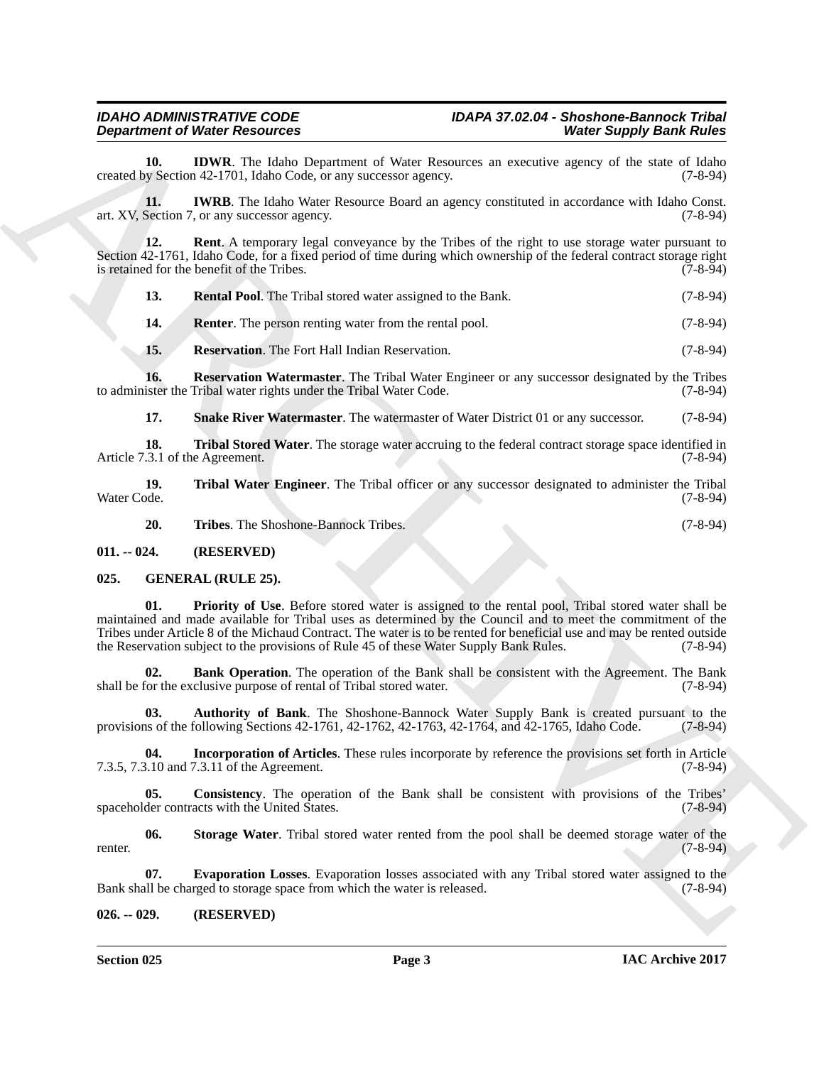**10. IDWR**. The Idaho Department of Water Resources an executive agency of the state of Idaho created by Section 42-1701, Idaho Code, or any successor agency. (7-8-94)

**11. IWRB**. The Idaho Water Resource Board an agency constituted in accordance with Idaho Const. art. XV, Section 7, or any successor agency. (7-8-94)

**12. Rent**. A temporary legal conveyance by the Tribes of the right to use storage water pursuant to Section 42-1761, Idaho Code, for a fixed period of time during which ownership of the federal contract storage right is retained for the benefit of the Tribes. (7-8-94)

**13. Rental Pool**. The Tribal stored water assigned to the Bank. (7-8-94)

**14. Renter**. The person renting water from the rental pool. (7-8-94)

**15. Reservation**. The Fort Hall Indian Reservation. (7-8-94)

**16. Reservation Watermaster**. The Tribal Water Engineer or any successor designated by the Tribes to administer the Tribal water rights under the Tribal Water Code. (7-8-94)

**17. Snake River Watermaster**. The watermaster of Water District 01 or any successor. (7-8-94)

**18. Tribal Stored Water**. The storage water accruing to the federal contract storage space identified in Article 7.3.1 of the Agreement. (7-8-94)

**19. Tribal Water Engineer**. The Tribal officer or any successor designated to administer the Tribal Water Code. (7-8-94)

**20. Tribes**. The Shoshone-Bannock Tribes. (7-8-94)

## 011. -- 024. (RESERVED)

## 025. GENERAL (RULE 25).

**01. Priority of Use**. Before stored water is assigned to the rental pool, Tribal stored water shall be maintained and made available for Tribal uses as determined by the Council and to meet the commitment of the Tribes under Article 8 of the Michaud Contract. The water is to be rented for beneficial use and may be rented outside the Reservation subject to the provisions of Rule 45 of these Water Supply Bank Rules. (7-8-94)

**02. Bank Operation**. The operation of the Bank shall be consistent with the Agreement. The Bank shall be for the exclusive purpose of rental of Tribal stored water. (7-8-94)

**03. Authority of Bank**. The Shoshone-Bannock Water Supply Bank is created pursuant to the provisions of the following Sections 42-1761, 42-1762, 42-1763, 42-1764, and 42-1765, Idaho Code. (7-8-94)

**04. Incorporation of Articles**. These rules incorporate by reference the provisions set forth in Article 7.3.5, 7.3.10 and 7.3.11 of the Agreement. (7-8-94)

**05. Consistency**. The operation of the Bank shall be consistent with provisions of the Tribes' spaceholder contracts with the United States. (7-8-94)

**06. Storage Water**. Tribal stored water rented from the pool shall be deemed storage water of the renter. (7-8-94)

**07. Evaporation Losses**. Evaporation losses associated with any Tribal stored water assigned to the Bank shall be charged to storage space from which the water is released. (7-8-94)

## 026. -- 029. (RESERVED)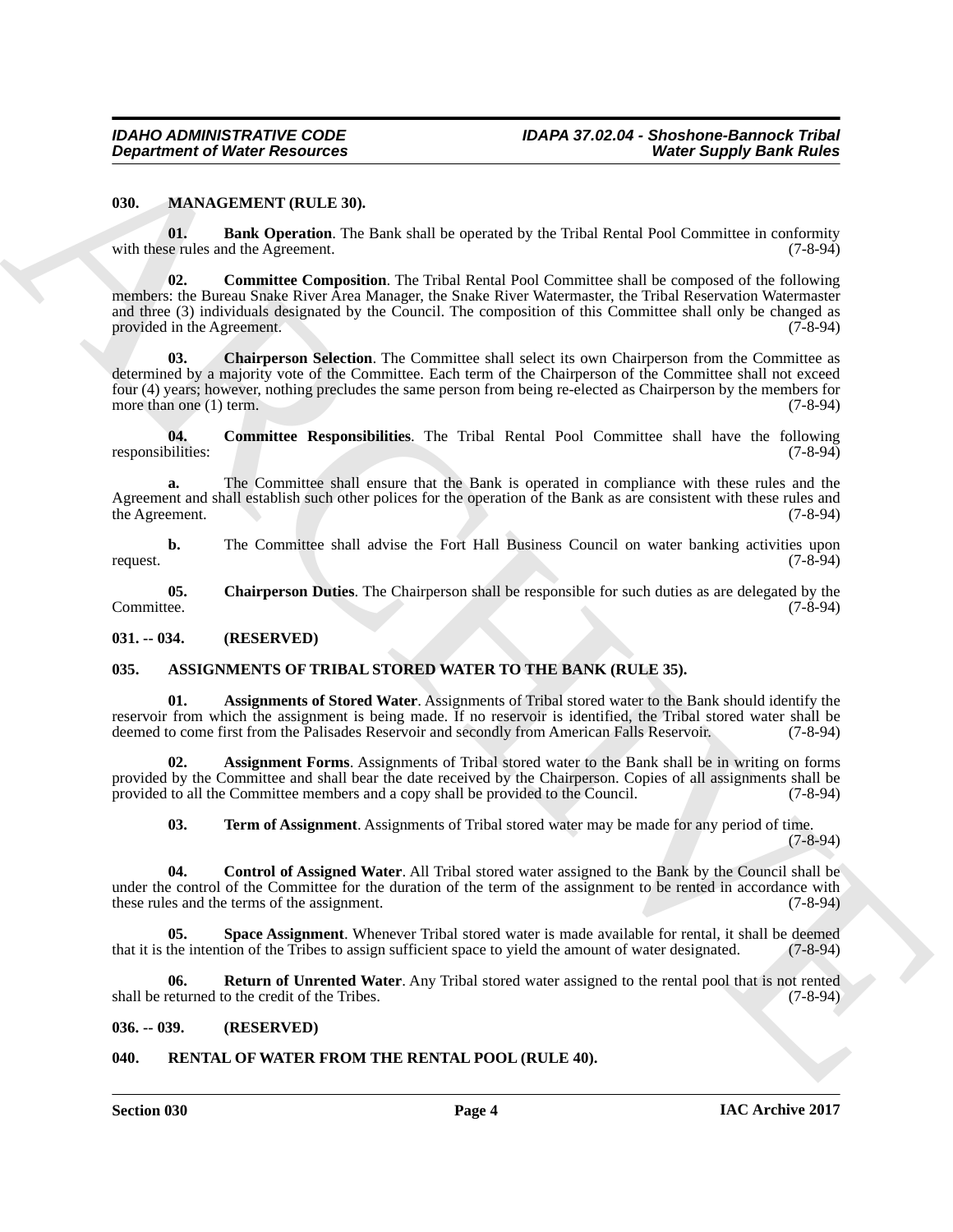## 030. MANAGEMENT (RULE 30).

**01. Bank Operation**. The Bank shall be operated by the Tribal Rental Pool Committee in conformity with these rules and the Agreement. (7-8-94)

**02. Committee Composition**. The Tribal Rental Pool Committee shall be composed of the following members: the Bureau Snake River Area Manager, the Snake River Watermaster, the Tribal Reservation Watermaster and three (3) individuals designated by the Council. The composition of this Committee shall only be changed as provided in the Agreement. (7-8-94)

**03. Chairperson Selection**. The Committee shall select its own Chairperson from the Committee as determined by a majority vote of the Committee. Each term of the Chairperson of the Committee shall not exceed four (4) years; however, nothing precludes the same person from being re-elected as Chairperson by the members for more than one (1) term. (7-8-94)

**04. Committee Responsibilities**. The Tribal Rental Pool Committee shall have the following responsibilities: (7-8-94)

**a.** The Committee shall ensure that the Bank is operated in compliance with these rules and the Agreement and shall establish such other polices for the operation of the Bank as are consistent with these rules and the Agreement. (7-8-94)

**b.** The Committee shall advise the Fort Hall Business Council on water banking activities upon request. (7-8-94)

**05. Chairperson Duties**. The Chairperson shall be responsible for such duties as are delegated by the Committee. (7-8-94)

## 031. -- 034. (RESERVED)

## 035. ASSIGNMENTS OF TRIBAL STORED WATER TO THE BANK (RULE 35).

**01. Assignments of Stored Water**. Assignments of Tribal stored water to the Bank should identify the reservoir from which the assignment is being made. If no reservoir is identified, the Tribal stored water shall be deemed to come first from the Palisades Reservoir and secondly from American Falls Reservoir. (7-8-94)

**02. Assignment Forms**. Assignments of Tribal stored water to the Bank shall be in writing on forms provided by the Committee and shall bear the date received by the Chairperson. Copies of all assignments shall be provided to all the Committee members and a copy shall be provided to the Council. (7-8-94)

**03. Term of Assignment**. Assignments of Tribal stored water may be made for any period of time. (7-8-94)

**04. Control of Assigned Water**. All Tribal stored water assigned to the Bank by the Council shall be under the control of the Committee for the duration of the term of the assignment to be rented in accordance with these rules and the terms of the assignment. (7-8-94)

**05. Space Assignment**. Whenever Tribal stored water is made available for rental, it shall be deemed that it is the intention of the Tribes to assign sufficient space to yield the amount of water designated. (7-8-94)

**06. Return of Unrented Water**. Any Tribal stored water assigned to the rental pool that is not rented shall be returned to the credit of the Tribes. (7-8-94)

## 036. -- 039. (RESERVED)

## 040. RENTAL OF WATER FROM THE RENTAL POOL (RULE 40).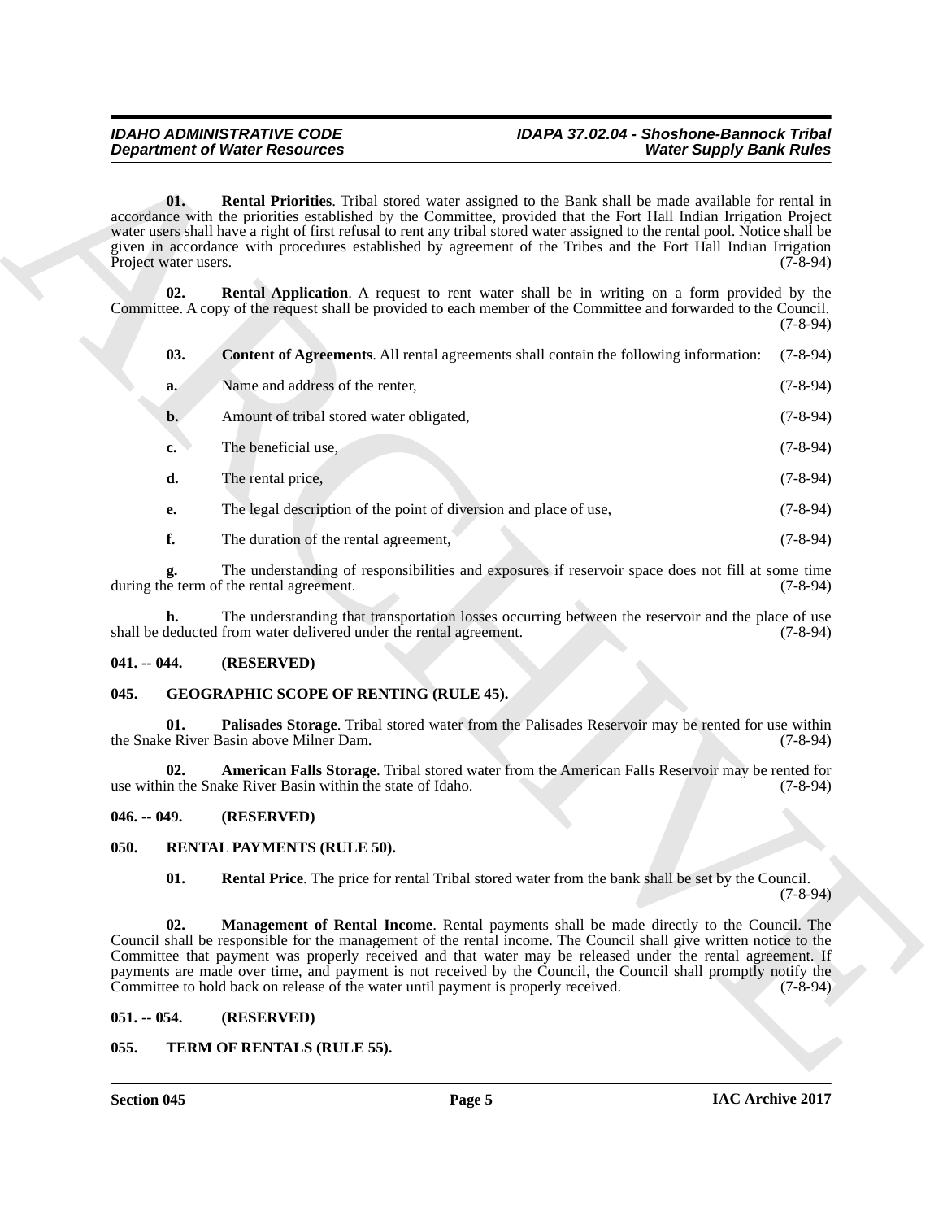**01. Rental Priorities**. Tribal stored water assigned to the Bank shall be made available for rental in accordance with the priorities established by the Committee, provided that the Fort Hall Indian Irrigation Project water users shall have a right of first refusal to rent any tribal stored water assigned to the rental pool. Notice shall be given in accordance with procedures established by agreement of the Tribes and the Fort Hall Indian Irrigation Project water users. (7-8-94)

**02. Rental Application**. A request to rent water shall be in writing on a form provided by the Committee. A copy of the request shall be provided to each member of the Committee and forwarded to the Council. (7-8-94)

**03. Content of Agreements**. All rental agreements shall contain the following information: (7-8-94)

**a.** Name and address of the renter, (7-8-94)

**b.** Amount of tribal stored water obligated, (7-8-94)

**c.** The beneficial use, (7-8-94)

**d.** The rental price, (7-8-94)

**e.** The legal description of the point of diversion and place of use, (7-8-94)

**f.** The duration of the rental agreement, (7-8-94)

**g.** The understanding of responsibilities and exposures if reservoir space does not fill at some time during the term of the rental agreement. (7-8-94)

**h.** The understanding that transportation losses occurring between the reservoir and the place of use shall be deducted from water delivered under the rental agreement. (7-8-94)

## 041. -- 044. (RESERVED)

## 045. GEOGRAPHIC SCOPE OF RENTING (RULE 45).

**01. Palisades Storage**. Tribal stored water from the Palisades Reservoir may be rented for use within the Snake River Basin above Milner Dam. (7-8-94)

**02. American Falls Storage**. Tribal stored water from the American Falls Reservoir may be rented for use within the Snake River Basin within the state of Idaho. (7-8-94)

## 046. -- 049. (RESERVED)

## 050. RENTAL PAYMENTS (RULE 50).

**01. Rental Price**. The price for rental Tribal stored water from the bank shall be set by the Council. (7-8-94)

**02. Management of Rental Income**. Rental payments shall be made directly to the Council. The Council shall be responsible for the management of the rental income. The Council shall give written notice to the Committee that payment was properly received and that water may be released under the rental agreement. If payments are made over time, and payment is not received by the Council, the Council shall promptly notify the Committee to hold back on release of the water until payment is properly received. (7-8-94)

## 051. -- 054. (RESERVED)

## 055. TERM OF RENTALS (RULE 55).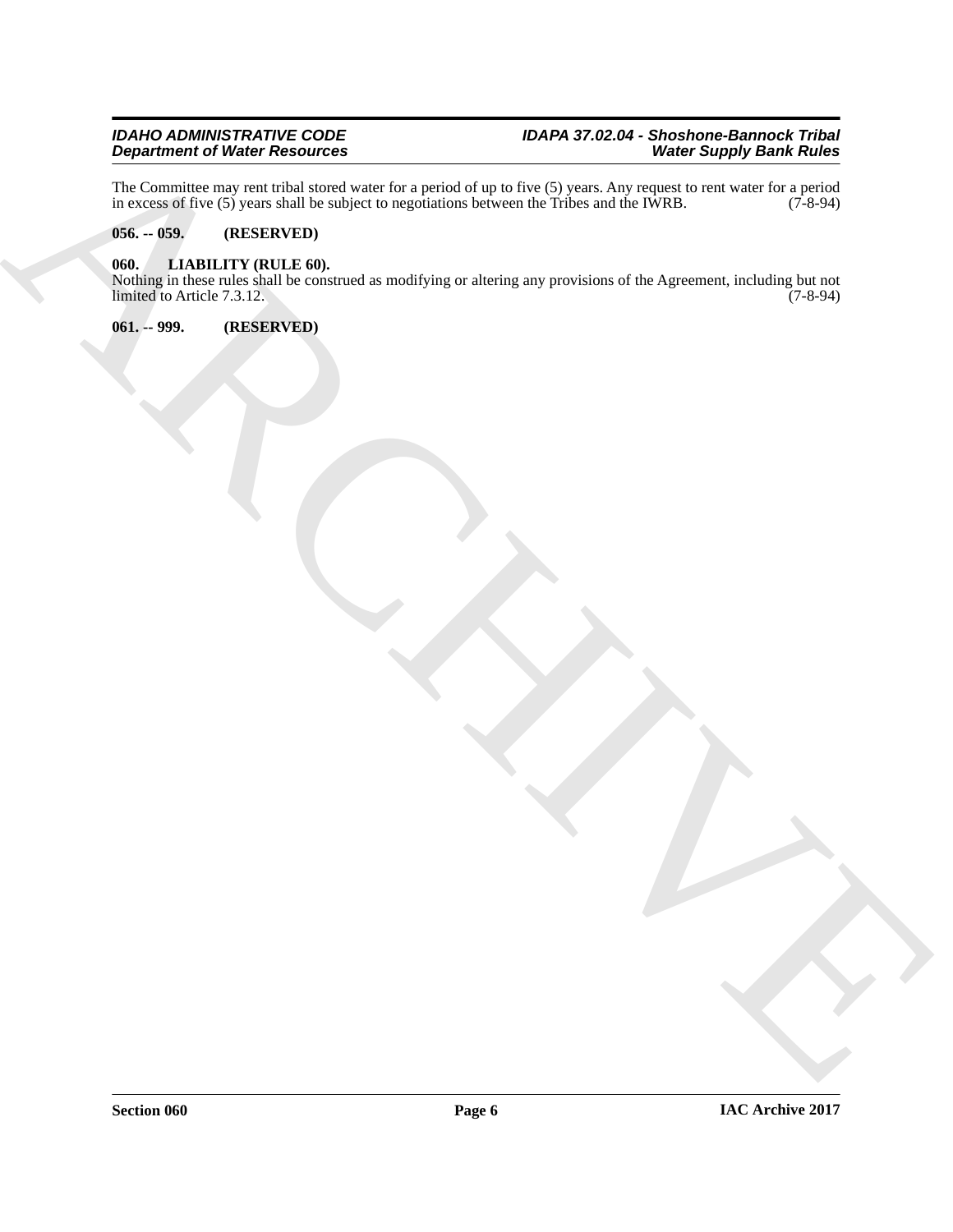The Committee may rent tribal stored water for a period of up to five (5) years. Any request to rent water for a period in excess of five (5) years shall be subject to negotiations between the Tribes and the IWRB. (7-8-94)

**056. -- 059. (RESERVED)**

**060. LIABILITY (RULE 60).**

Nothing in these rules shall be construed as modifying or altering any provisions of the Agreement, including but not limited to Article 7.3.12. (7-8-94)

**061. -- 999. (RESERVED)**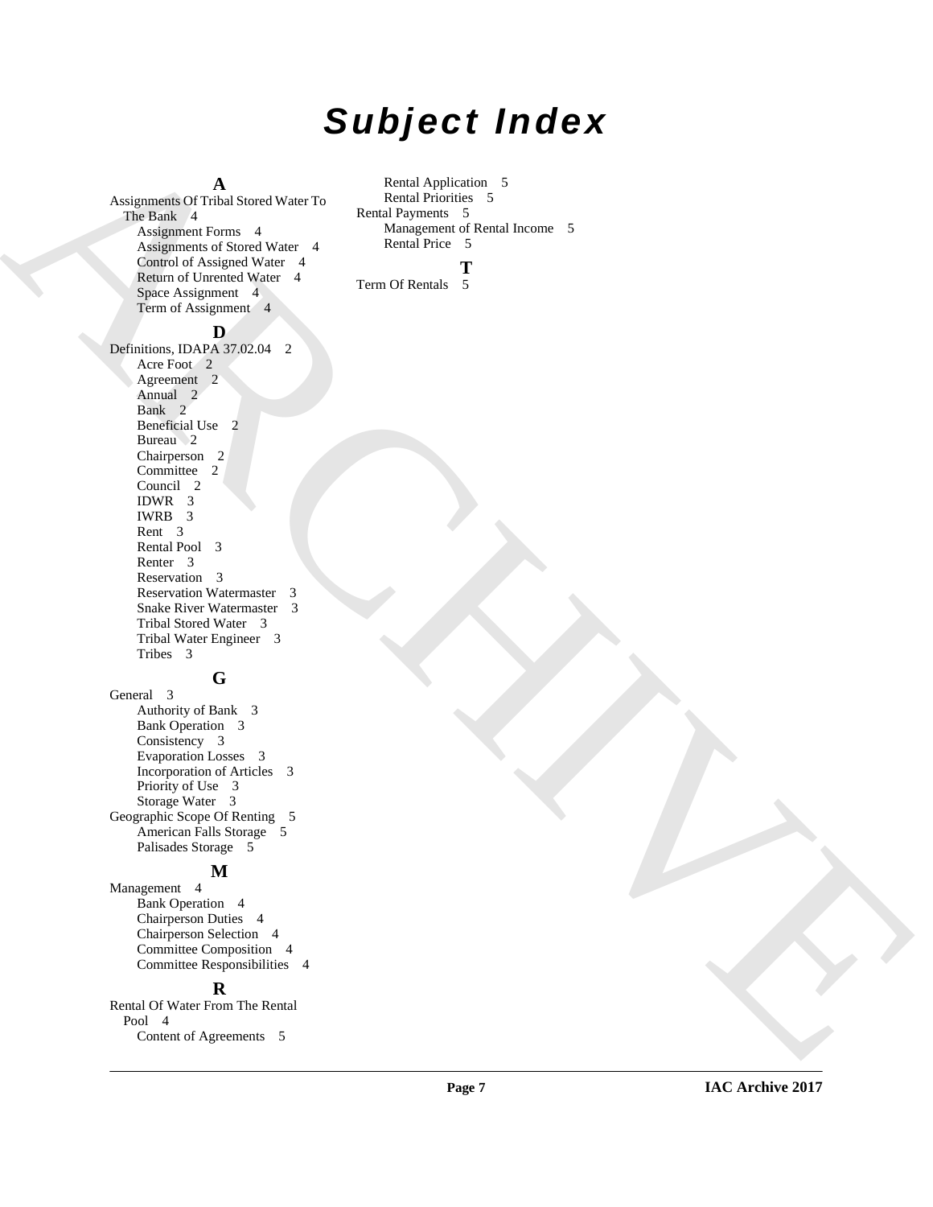# Subject Index

**A**

Assignments Of Tribal Stored Water To The Bank 4
- Assignment Forms 4
- Assignments of Stored Water 4
- Control of Assigned Water 4
- Return of Unrented Water 4
- Space Assignment 4
- Term of Assignment 4

**D**

Definitions, IDAPA 37.02.04 2
- Acre Foot 2
- Agreement 2
- Annual 2
- Bank 2
- Beneficial Use 2
- Bureau 2
- Chairperson 2
- Committee 2
- Council 2
- IDWR 3
- IWRB 3
- Rent 3
- Rental Pool 3
- Renter 3
- Reservation 3
- Reservation Watermaster 3
- Snake River Watermaster 3
- Tribal Stored Water 3
- Tribal Water Engineer 3
- Tribes 3

**G**

General 3
- Authority of Bank 3
- Bank Operation 3
- Consistency 3
- Evaporation Losses 3
- Incorporation of Articles 3
- Priority of Use 3
- Storage Water 3

Geographic Scope Of Renting 5
- American Falls Storage 5
- Palisades Storage 5

**M**

Management 4
- Bank Operation 4
- Chairperson Duties 4
- Chairperson Selection 4
- Committee Composition 4
- Committee Responsibilities 4

**R**

Rental Of Water From The Rental Pool 4
- Content of Agreements 5
- Rental Application 5
- Rental Priorities 5

Rental Payments 5
- Management of Rental Income 5
- Rental Price 5

**T**

Term Of Rentals 5